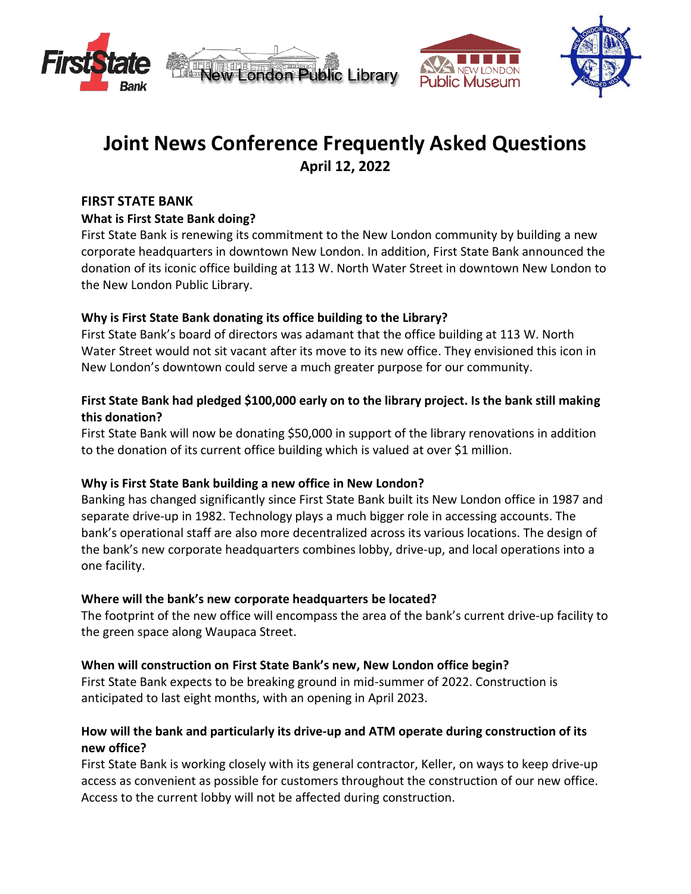# Joint News Conference Frequently Asked Questions

**April 12, 2022**

## FIRST STATE BANK

### What is First State Bank doing?

First State Bank is renewing its commitment to the New London community by building a new corporate headquarters in downtown New London. In addition, First State Bank announced the donation of its iconic office building at 113 W. North Water Street in downtown New London to the New London Public Library.

### Why is First State Bank donating its office building to the Library?

First State Bank's board of directors was adamant that the office building at 113 W. North Water Street would not sit vacant after its move to its new office. They envisioned this icon in New London's downtown could serve a much greater purpose for our community.

### First State Bank had pledged $100,000 early on to the library project. Is the bank still making this donation?

First State Bank will now be donating $50,000 in support of the library renovations in addition to the donation of its current office building which is valued at over $1 million.

### Why is First State Bank building a new office in New London?

Banking has changed significantly since First State Bank built its New London office in 1987 and separate drive-up in 1982. Technology plays a much bigger role in accessing accounts. The bank's operational staff are also more decentralized across its various locations. The design of the bank's new corporate headquarters combines lobby, drive-up, and local operations into a one facility.

### Where will the bank's new corporate headquarters be located?

The footprint of the new office will encompass the area of the bank's current drive-up facility to the green space along Waupaca Street.

### When will construction on First State Bank's new, New London office begin?

First State Bank expects to be breaking ground in mid-summer of 2022. Construction is anticipated to last eight months, with an opening in April 2023.

### How will the bank and particularly its drive-up and ATM operate during construction of its new office?

First State Bank is working closely with its general contractor, Keller, on ways to keep drive-up access as convenient as possible for customers throughout the construction of our new office. Access to the current lobby will not be affected during construction.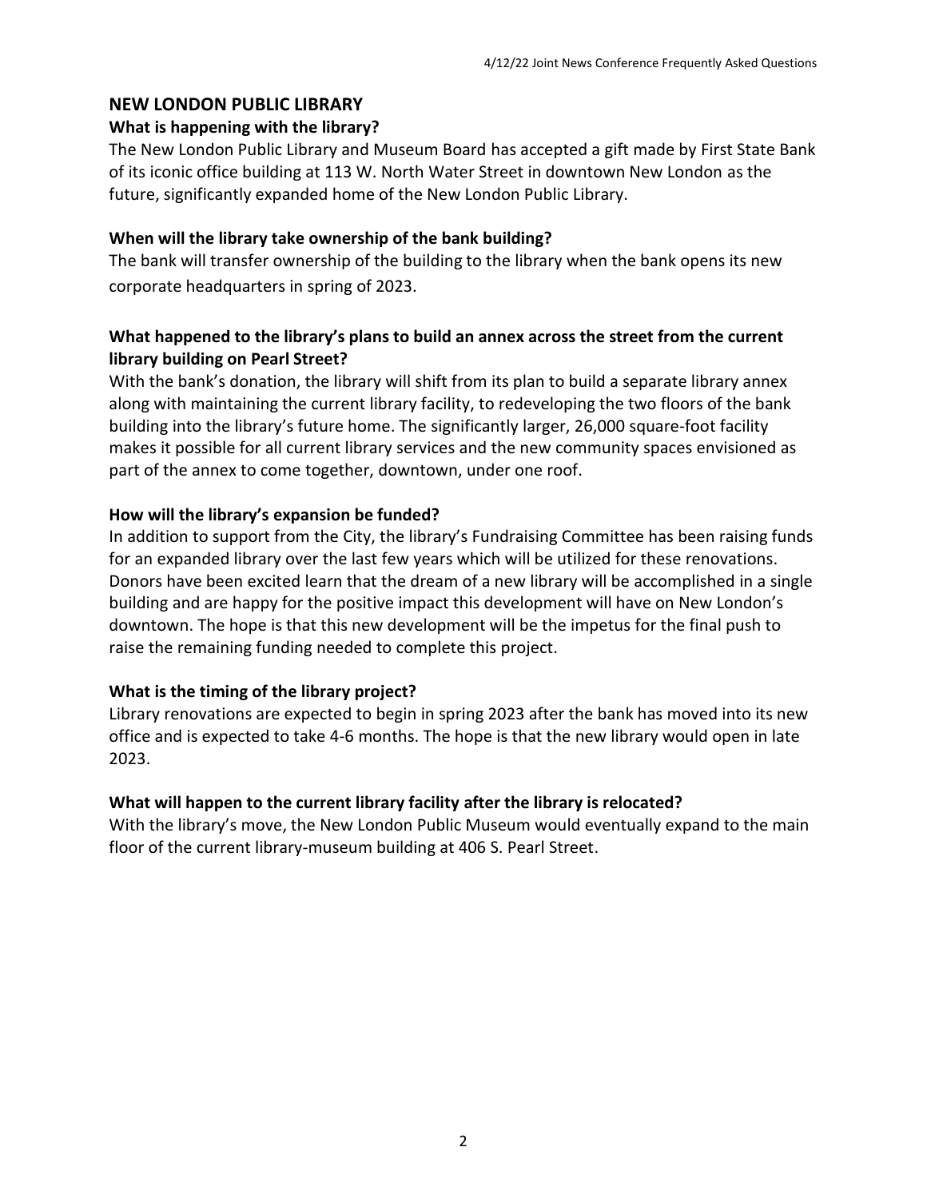## NEW LONDON PUBLIC LIBRARY

### What is happening with the library?

The New London Public Library and Museum Board has accepted a gift made by First State Bank of its iconic office building at 113 W. North Water Street in downtown New London as the future, significantly expanded home of the New London Public Library.

### When will the library take ownership of the bank building?

The bank will transfer ownership of the building to the library when the bank opens its new corporate headquarters in spring of 2023.

### What happened to the library's plans to build an annex across the street from the current library building on Pearl Street?

With the bank's donation, the library will shift from its plan to build a separate library annex along with maintaining the current library facility, to redeveloping the two floors of the bank building into the library's future home. The significantly larger, 26,000 square-foot facility makes it possible for all current library services and the new community spaces envisioned as part of the annex to come together, downtown, under one roof.

### How will the library's expansion be funded?

In addition to support from the City, the library's Fundraising Committee has been raising funds for an expanded library over the last few years which will be utilized for these renovations. Donors have been excited learn that the dream of a new library will be accomplished in a single building and are happy for the positive impact this development will have on New London's downtown. The hope is that this new development will be the impetus for the final push to raise the remaining funding needed to complete this project.

### What is the timing of the library project?

Library renovations are expected to begin in spring 2023 after the bank has moved into its new office and is expected to take 4-6 months. The hope is that the new library would open in late 2023.

### What will happen to the current library facility after the library is relocated?

With the library's move, the New London Public Museum would eventually expand to the main floor of the current library-museum building at 406 S. Pearl Street.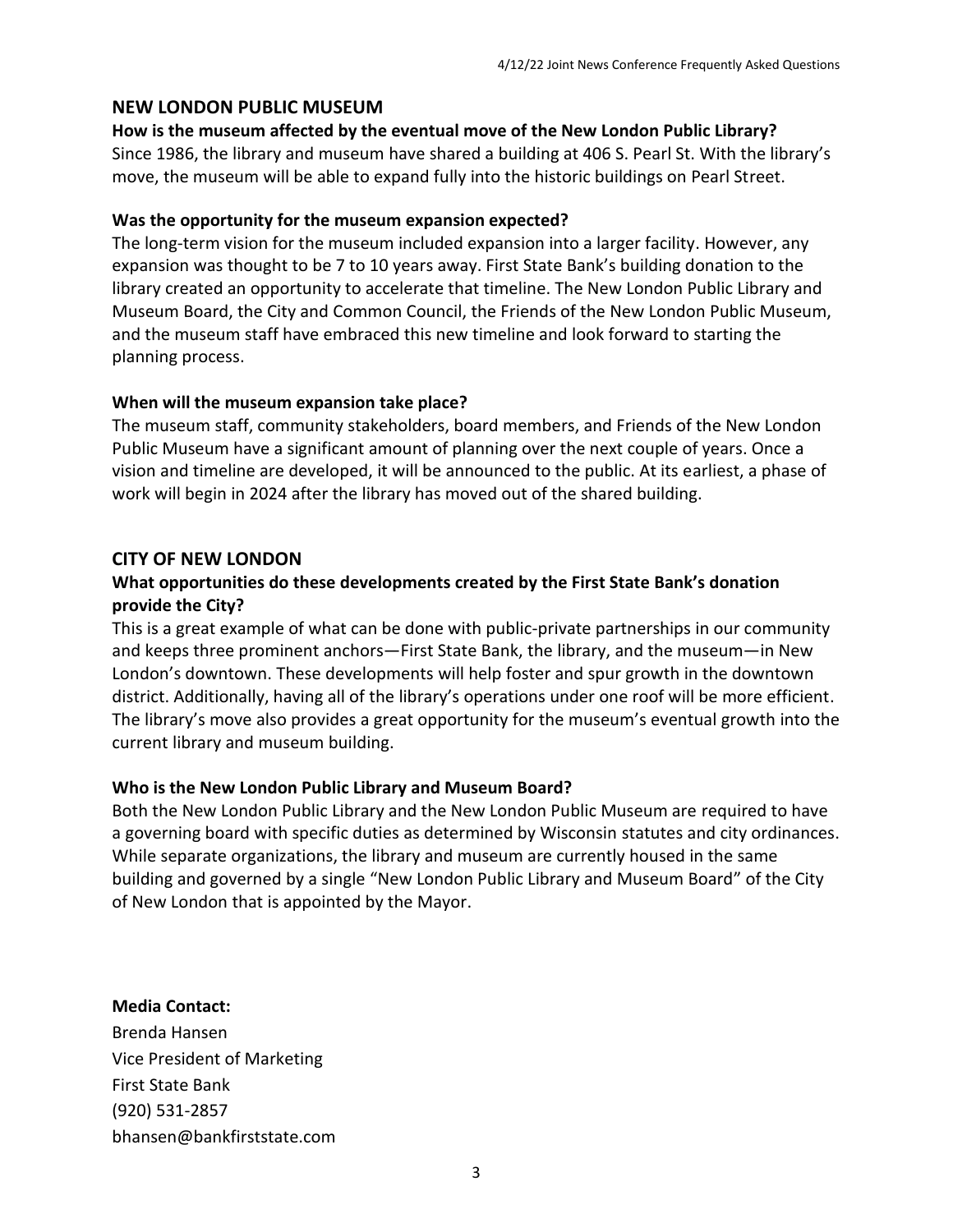## NEW LONDON PUBLIC MUSEUM

**How is the museum affected by the eventual move of the New London Public Library?**

Since 1986, the library and museum have shared a building at 406 S. Pearl St. With the library's move, the museum will be able to expand fully into the historic buildings on Pearl Street.

**Was the opportunity for the museum expansion expected?**

The long-term vision for the museum included expansion into a larger facility. However, any expansion was thought to be 7 to 10 years away. First State Bank's building donation to the library created an opportunity to accelerate that timeline. The New London Public Library and Museum Board, the City and Common Council, the Friends of the New London Public Museum, and the museum staff have embraced this new timeline and look forward to starting the planning process.

**When will the museum expansion take place?**

The museum staff, community stakeholders, board members, and Friends of the New London Public Museum have a significant amount of planning over the next couple of years. Once a vision and timeline are developed, it will be announced to the public. At its earliest, a phase of work will begin in 2024 after the library has moved out of the shared building.

## CITY OF NEW LONDON

**What opportunities do these developments created by the First State Bank's donation provide the City?**

This is a great example of what can be done with public-private partnerships in our community and keeps three prominent anchors—First State Bank, the library, and the museum—in New London's downtown. These developments will help foster and spur growth in the downtown district. Additionally, having all of the library's operations under one roof will be more efficient. The library's move also provides a great opportunity for the museum's eventual growth into the current library and museum building.

**Who is the New London Public Library and Museum Board?**

Both the New London Public Library and the New London Public Museum are required to have a governing board with specific duties as determined by Wisconsin statutes and city ordinances. While separate organizations, the library and museum are currently housed in the same building and governed by a single "New London Public Library and Museum Board" of the City of New London that is appointed by the Mayor.

**Media Contact:**
Brenda Hansen
Vice President of Marketing
First State Bank
(920) 531-2857
bhansen@bankfirststate.com